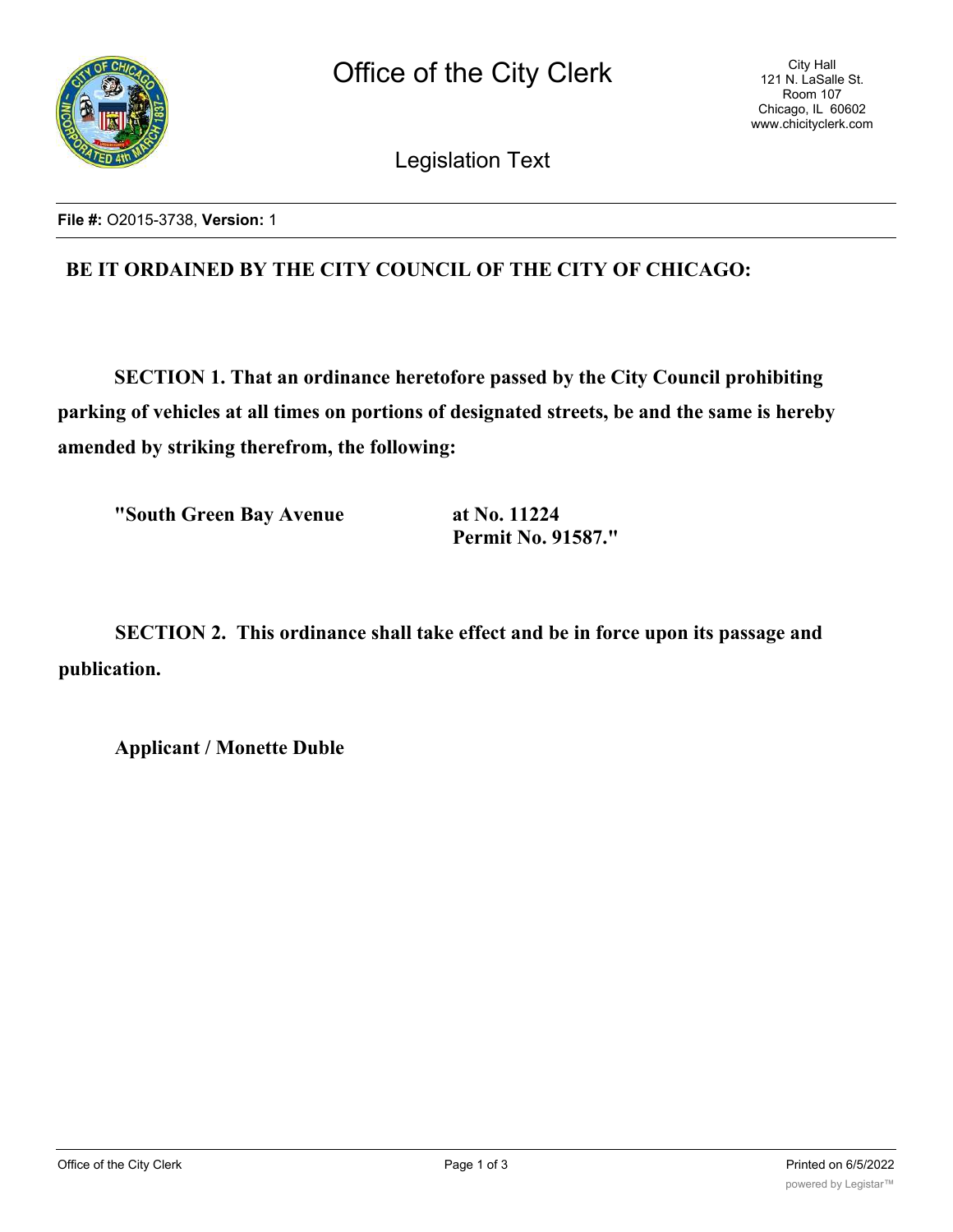# Office of the City Clerk

City Hall
121 N. LaSalle St.
Room 107
Chicago, IL 60602
www.chicityclerk.com

## Legislation Text

**File #:** O2015-3738, **Version:** 1

**BE IT ORDAINED BY THE CITY COUNCIL OF THE CITY OF CHICAGO:**

**SECTION 1. That an ordinance heretofore passed by the City Council prohibiting parking of vehicles at all times on portions of designated streets, be and the same is hereby amended by striking therefrom, the following:**

| | |
|---|---|
| **"South Green Bay Avenue** | **at No. 11224** <br> **Permit No. 91587."** |

**SECTION 2. This ordinance shall take effect and be in force upon its passage and publication.**

**Applicant / Monette Duble**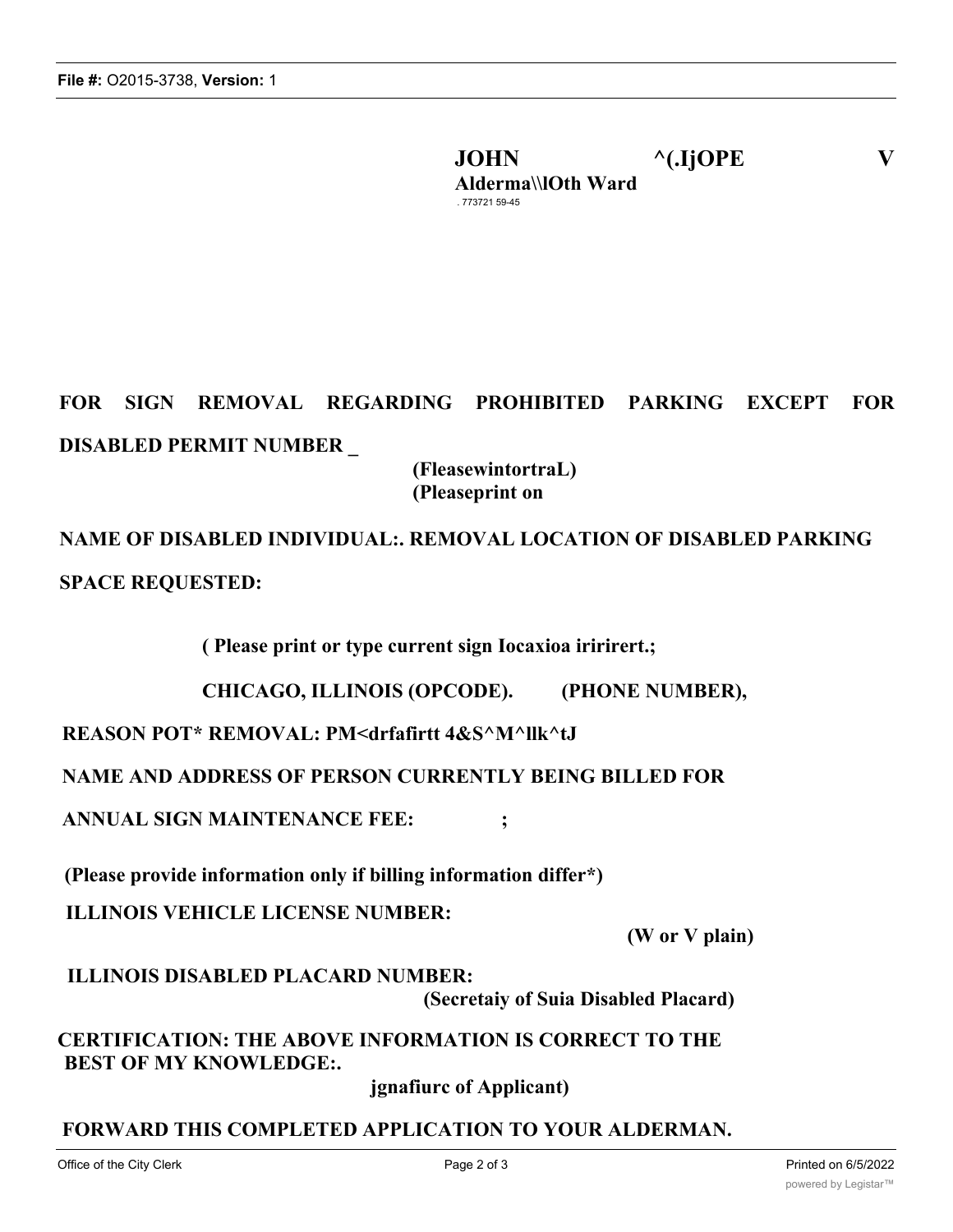**JOHN ^(.IjOPE V**
**Alderma\\lOth Ward**
. 773721 59-45

**FOR SIGN REMOVAL REGARDING PROHIBITED PARKING EXCEPT FOR DISABLED PERMIT NUMBER _**

**(FleasewintortraL)**
**(Pleaseprint on**

**NAME OF DISABLED INDIVIDUAL:. REMOVAL LOCATION OF DISABLED PARKING SPACE REQUESTED:**

**( Please print or type current sign Iocaxioa iririrert.;**

**CHICAGO, ILLINOIS (OPCODE). (PHONE NUMBER),**

**REASON POT* REMOVAL: PM<drfafirtt 4&S^M^llk^tJ**

**NAME AND ADDRESS OF PERSON CURRENTLY BEING BILLED FOR ANNUAL SIGN MAINTENANCE FEE: ;**

**(Please provide information only if billing information differ*)**

**ILLINOIS VEHICLE LICENSE NUMBER:**

**(W or V plain)**

**ILLINOIS DISABLED PLACARD NUMBER:**

**(Secretaiy of Suia Disabled Placard)**

**CERTIFICATION: THE ABOVE INFORMATION IS CORRECT TO THE BEST OF MY KNOWLEDGE:.**

**jgnafiurc of Applicant)**

**FORWARD THIS COMPLETED APPLICATION TO YOUR ALDERMAN.**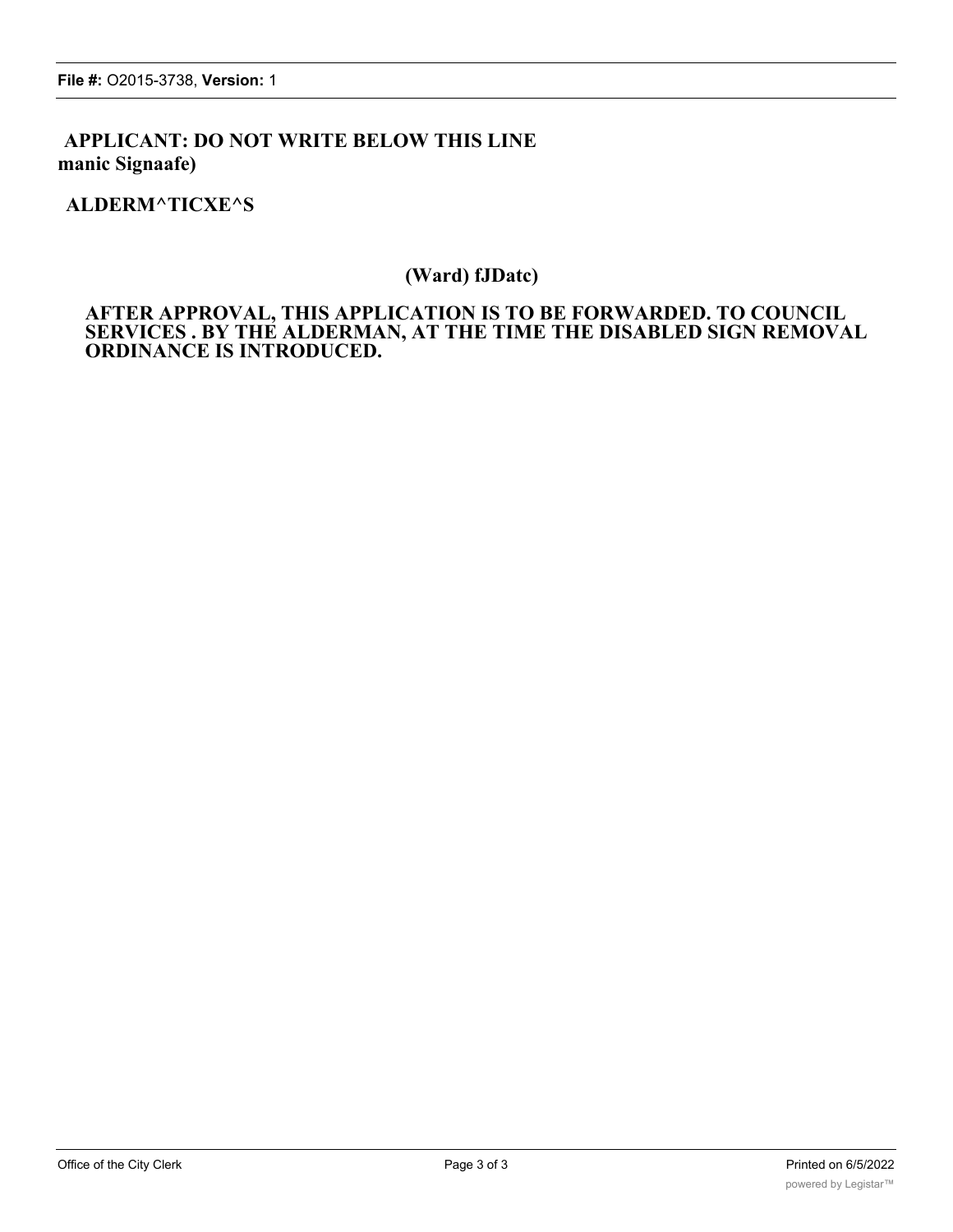**APPLICANT: DO NOT WRITE BELOW THIS LINE**

**manic Signaafe)**

**ALDERM^TICXE^S**

**(Ward) fJDatc)**

**AFTER APPROVAL, THIS APPLICATION IS TO BE FORWARDED. TO COUNCIL SERVICES . BY THE ALDERMAN, AT THE TIME THE DISABLED SIGN REMOVAL ORDINANCE IS INTRODUCED.**